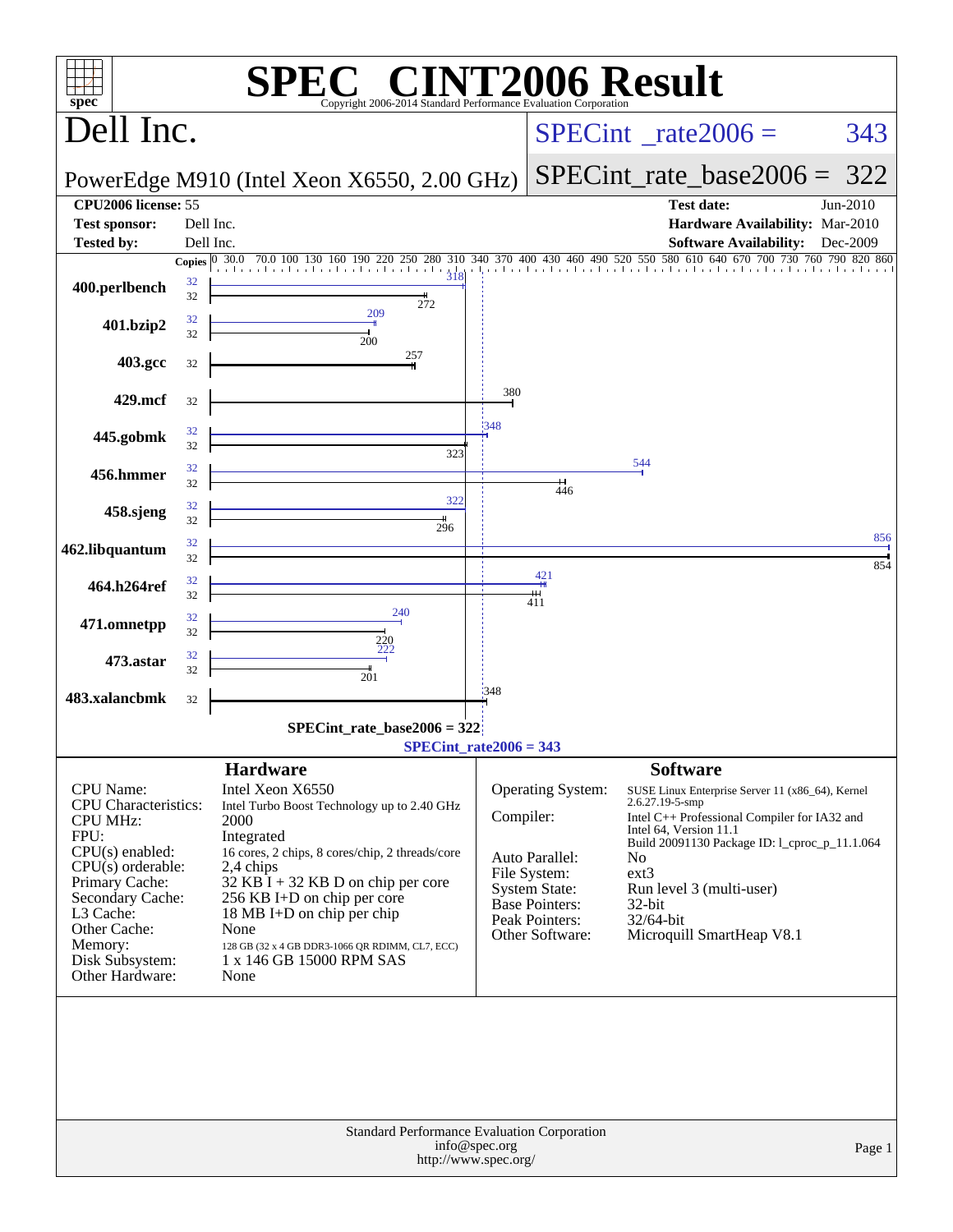# SPEC® CINT2006 Result

Copyright 2006-2014 Standard Performance Evaluation Corporation

## Dell Inc.

PowerEdge M910 (Intel Xeon X6550, 2.00 GHz)

SPECint_rate2006 = 343

SPECint_rate_base2006 = 322

| | | | |
|---|---|---|---|
| **CPU2006 license:** | 55 | **Test date:** | Jun-2010 |
| **Test sponsor:** | Dell Inc. | **Hardware Availability:** | Mar-2010 |
| **Tested by:** | Dell Inc. | **Software Availability:** | Dec-2009 |

| Benchmark | Copies | Peak | Base |
|---|---|---|---|
| 400.perlbench | 32 | 318 | 272 |
| 401.bzip2 | 32 | 209 | 200 |
| 403.gcc | 32 | | 257 |
| 429.mcf | 32 | | 380 |
| 445.gobmk | 32 | 348 | 323 |
| 456.hmmer | 32 | 544 | 446 |
| 458.sjeng | 32 | 322 | 296 |
| 462.libquantum | 32 | 856 | 854 |
| 464.h264ref | 32 | 421 | 411 |
| 471.omnetpp | 32 | 240 | 220 |
| 473.astar | 32 | 222 | 201 |
| 483.xalancbmk | 32 | | 348 |

SPECint_rate_base2006 = 322

SPECint_rate2006 = 343

### Hardware

| | |
|---|---|
| CPU Name: | Intel Xeon X6550 |
| CPU Characteristics: | Intel Turbo Boost Technology up to 2.40 GHz |
| CPU MHz: | 2000 |
| FPU: | Integrated |
| CPU(s) enabled: | 16 cores, 2 chips, 8 cores/chip, 2 threads/core |
| CPU(s) orderable: | 2,4 chips |
| Primary Cache: | 32 KB I + 32 KB D on chip per core |
| Secondary Cache: | 256 KB I+D on chip per core |
| L3 Cache: | 18 MB I+D on chip per chip |
| Other Cache: | None |
| Memory: | 128 GB (32 x 4 GB DDR3-1066 QR RDIMM, CL7, ECC) |
| Disk Subsystem: | 1 x 146 GB 15000 RPM SAS |
| Other Hardware: | None |

### Software

| | |
|---|---|
| Operating System: | SUSE Linux Enterprise Server 11 (x86_64), Kernel 2.6.27.19-5-smp |
| Compiler: | Intel C++ Professional Compiler for IA32 and Intel 64, Version 11.1 Build 20091130 Package ID: l_cproc_p_11.1.064 |
| Auto Parallel: | No |
| File System: | ext3 |
| System State: | Run level 3 (multi-user) |
| Base Pointers: | 32-bit |
| Peak Pointers: | 32/64-bit |
| Other Software: | Microquill SmartHeap V8.1 |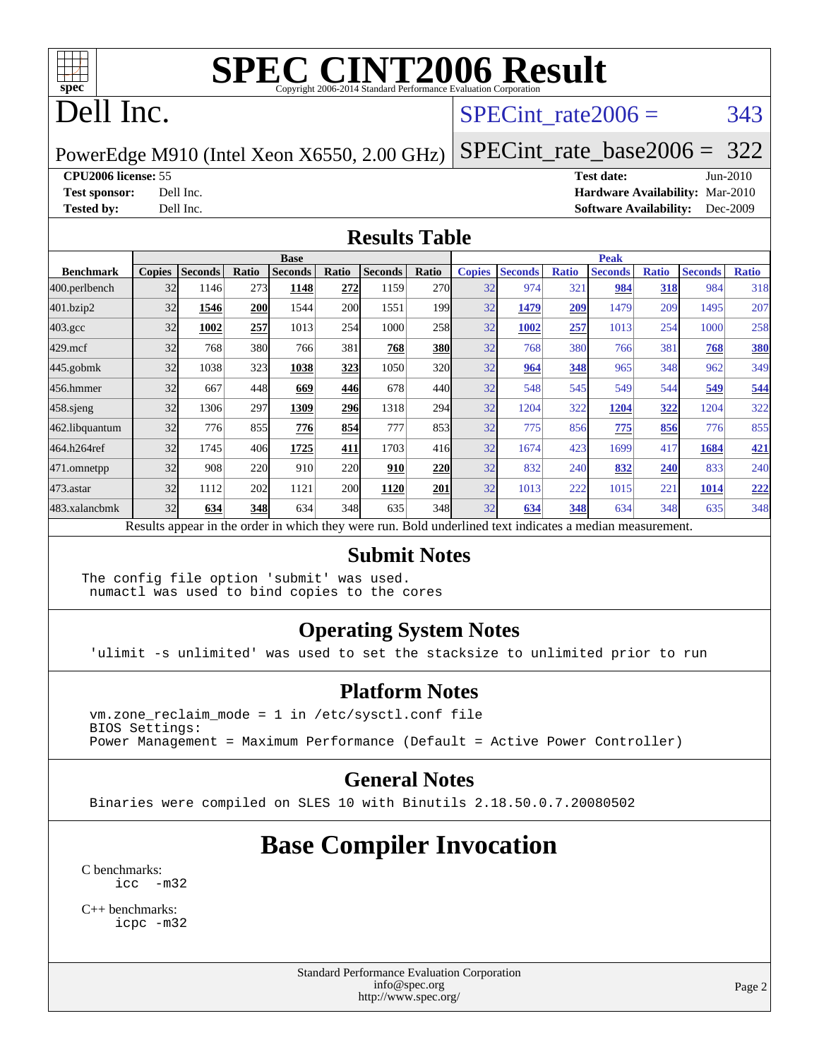# SPEC CINT2006 Result

Copyright 2006-2014 Standard Performance Evaluation Corporation

## Dell Inc.

PowerEdge M910 (Intel Xeon X6550, 2.00 GHz)

SPECint_rate2006 = 343

SPECint_rate_base2006 = 322

**CPU2006 license:** 55
**Test sponsor:** Dell Inc.
**Tested by:** Dell Inc.

**Test date:** Jun-2010
**Hardware Availability:** Mar-2010
**Software Availability:** Dec-2009

## Results Table

| Benchmark | Base | | | | | | | Peak | | | | | | |
|---|---|---|---|---|---|---|---|---|---|---|---|---|---|---|
| | Copies | Seconds | Ratio | Seconds | Ratio | Seconds | Ratio | Copies | Seconds | Ratio | Seconds | Ratio | Seconds | Ratio |
| 400.perlbench | 32 | 1146 | 273 | **1148** | **272** | 1159 | 270 | 32 | 974 | 321 | **984** | **318** | 984 | 318 |
| 401.bzip2 | 32 | **1546** | **200** | 1544 | 200 | 1551 | 199 | 32 | **1479** | **209** | 1479 | 209 | 1495 | 207 |
| 403.gcc | 32 | **1002** | **257** | 1013 | 254 | 1000 | 258 | 32 | **1002** | **257** | 1013 | 254 | 1000 | 258 |
| 429.mcf | 32 | 768 | 380 | 766 | 381 | **768** | **380** | 32 | 768 | 380 | 766 | 381 | **768** | **380** |
| 445.gobmk | 32 | 1038 | 323 | **1038** | **323** | 1050 | 320 | 32 | **964** | **348** | 965 | 348 | 962 | 349 |
| 456.hmmer | 32 | 667 | 448 | **669** | **446** | 678 | 440 | 32 | 548 | 545 | 549 | 544 | **549** | **544** |
| 458.sjeng | 32 | 1306 | 297 | **1309** | **296** | 1318 | 294 | 32 | 1204 | 322 | **1204** | **322** | 1204 | 322 |
| 462.libquantum | 32 | 776 | 855 | **776** | **854** | 777 | 853 | 32 | 775 | 856 | **775** | **856** | 776 | 855 |
| 464.h264ref | 32 | 1745 | 406 | **1725** | **411** | 1703 | 416 | 32 | 1674 | 423 | 1699 | 417 | **1684** | **421** |
| 471.omnetpp | 32 | 908 | 220 | 910 | 220 | **910** | **220** | 32 | 832 | 240 | **832** | **240** | 833 | 240 |
| 473.astar | 32 | 1112 | 202 | 1121 | 200 | **1120** | **201** | 32 | 1013 | 222 | 1015 | 221 | **1014** | **222** |
| 483.xalancbmk | 32 | **634** | **348** | 634 | 348 | 635 | 348 | 32 | **634** | **348** | 634 | 348 | 635 | 348 |

Results appear in the order in which they were run. Bold underlined text indicates a median measurement.

## Submit Notes

```
The config file option 'submit' was used.
 numactl was used to bind copies to the cores
```

## Operating System Notes

```
'ulimit -s unlimited' was used to set the stacksize to unlimited prior to run
```

## Platform Notes

```
vm.zone_reclaim_mode = 1 in /etc/sysctl.conf file
BIOS Settings:
Power Management = Maximum Performance (Default = Active Power Controller)
```

## General Notes

```
Binaries were compiled on SLES 10 with Binutils 2.18.50.0.7.20080502
```

# Base Compiler Invocation

C benchmarks:
```
icc  -m32
```

C++ benchmarks:
```
icpc -m32
```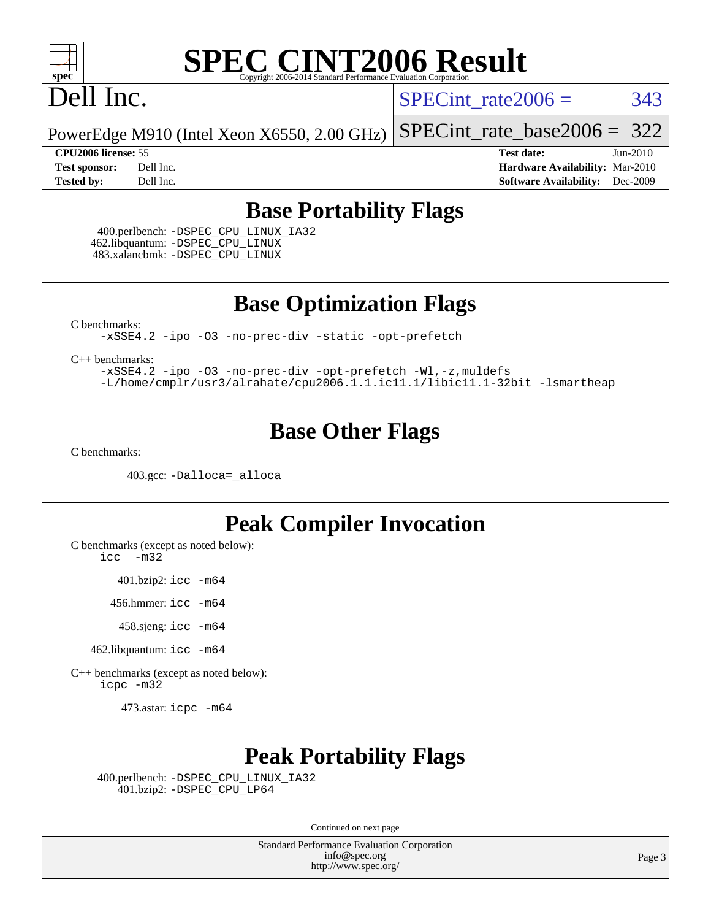# SPEC CINT2006 Result

Copyright 2006-2014 Standard Performance Evaluation Corporation

## Dell Inc.

PowerEdge M910 (Intel Xeon X6550, 2.00 GHz)

SPECint_rate2006 = 343

SPECint_rate_base2006 = 322

**CPU2006 license:** 55
**Test sponsor:** Dell Inc.
**Tested by:** Dell Inc.

**Test date:** Jun-2010
**Hardware Availability:** Mar-2010
**Software Availability:** Dec-2009

## Base Portability Flags

400.perlbench: -DSPEC_CPU_LINUX_IA32
462.libquantum: -DSPEC_CPU_LINUX
483.xalancbmk: -DSPEC_CPU_LINUX

## Base Optimization Flags

C benchmarks:
-xSSE4.2 -ipo -O3 -no-prec-div -static -opt-prefetch

C++ benchmarks:
-xSSE4.2 -ipo -O3 -no-prec-div -opt-prefetch -Wl,-z,muldefs
-L/home/cmplr/usr3/alrahate/cpu2006.1.1.ic11.1/libic11.1-32bit -lsmartheap

## Base Other Flags

C benchmarks:

403.gcc: -Dalloca=_alloca

## Peak Compiler Invocation

C benchmarks (except as noted below):
icc -m32

401.bzip2: icc -m64

456.hmmer: icc -m64

458.sjeng: icc -m64

462.libquantum: icc -m64

C++ benchmarks (except as noted below):
icpc -m32

473.astar: icpc -m64

## Peak Portability Flags

400.perlbench: -DSPEC_CPU_LINUX_IA32
401.bzip2: -DSPEC_CPU_LP64

Continued on next page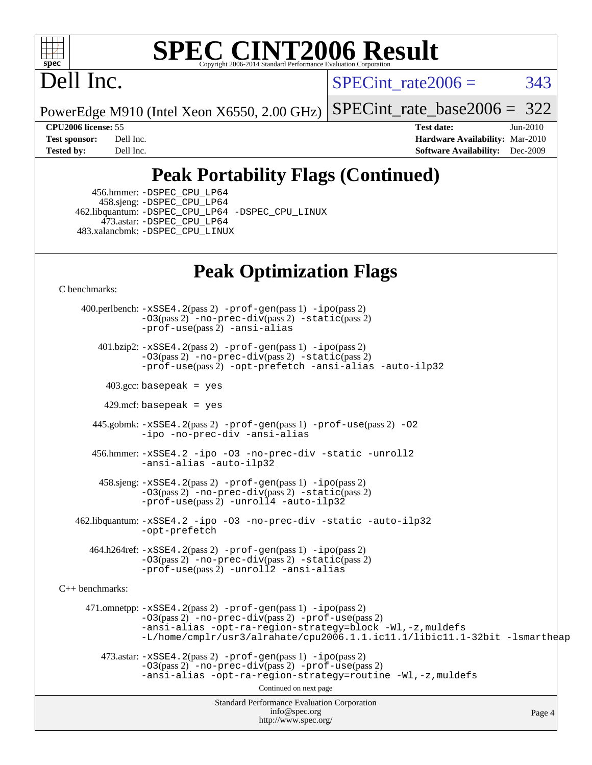# SPEC CINT2006 Result

Copyright 2006-2014 Standard Performance Evaluation Corporation

# Dell Inc.

PowerEdge M910 (Intel Xeon X6550, 2.00 GHz)

SPECint_rate2006 = 343

SPECint_rate_base2006 = 322

**CPU2006 license:** 55
**Test sponsor:** Dell Inc.
**Tested by:** Dell Inc.

**Test date:** Jun-2010
**Hardware Availability:** Mar-2010
**Software Availability:** Dec-2009

## Peak Portability Flags (Continued)

456.hmmer: -DSPEC_CPU_LP64
458.sjeng: -DSPEC_CPU_LP64
462.libquantum: -DSPEC_CPU_LP64 -DSPEC_CPU_LINUX
473.astar: -DSPEC_CPU_LP64
483.xalancbmk: -DSPEC_CPU_LINUX

## Peak Optimization Flags

C benchmarks:

400.perlbench: -xSSE4.2(pass 2) -prof-gen(pass 1) -ipo(pass 2) -O3(pass 2) -no-prec-div(pass 2) -static(pass 2) -prof-use(pass 2) -ansi-alias

401.bzip2: -xSSE4.2(pass 2) -prof-gen(pass 1) -ipo(pass 2) -O3(pass 2) -no-prec-div(pass 2) -static(pass 2) -prof-use(pass 2) -opt-prefetch -ansi-alias -auto-ilp32

403.gcc: basepeak = yes

429.mcf: basepeak = yes

445.gobmk: -xSSE4.2(pass 2) -prof-gen(pass 1) -prof-use(pass 2) -O2 -ipo -no-prec-div -ansi-alias

456.hmmer: -xSSE4.2 -ipo -O3 -no-prec-div -static -unroll2 -ansi-alias -auto-ilp32

458.sjeng: -xSSE4.2(pass 2) -prof-gen(pass 1) -ipo(pass 2) -O3(pass 2) -no-prec-div(pass 2) -static(pass 2) -prof-use(pass 2) -unroll4 -auto-ilp32

462.libquantum: -xSSE4.2 -ipo -O3 -no-prec-div -static -auto-ilp32 -opt-prefetch

464.h264ref: -xSSE4.2(pass 2) -prof-gen(pass 1) -ipo(pass 2) -O3(pass 2) -no-prec-div(pass 2) -static(pass 2) -prof-use(pass 2) -unroll2 -ansi-alias

C++ benchmarks:

471.omnetpp: -xSSE4.2(pass 2) -prof-gen(pass 1) -ipo(pass 2) -O3(pass 2) -no-prec-div(pass 2) -prof-use(pass 2) -ansi-alias -opt-ra-region-strategy=block -Wl,-z,muldefs -L/home/cmplr/usr3/alrahate/cpu2006.1.1.ic11.1/libic11.1-32bit -lsmartheap

473.astar: -xSSE4.2(pass 2) -prof-gen(pass 1) -ipo(pass 2) -O3(pass 2) -no-prec-div(pass 2) -prof-use(pass 2) -ansi-alias -opt-ra-region-strategy=routine -Wl,-z,muldefs

Continued on next page

Standard Performance Evaluation Corporation
info@spec.org
http://www.spec.org/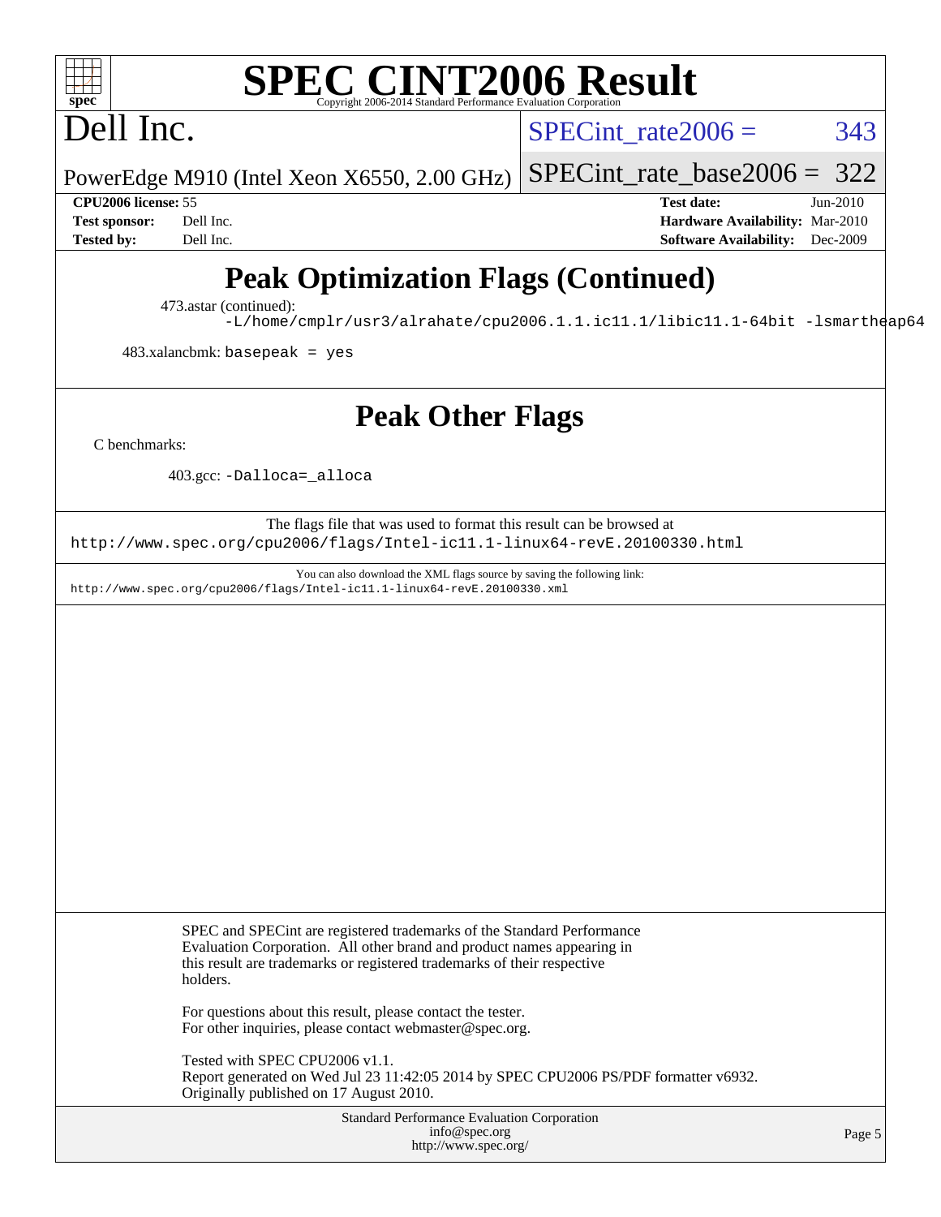# SPEC CINT2006 Result

Copyright 2006-2014 Standard Performance Evaluation Corporation

Dell Inc.

PowerEdge M910 (Intel Xeon X6550, 2.00 GHz)

SPECint_rate2006 = 343

SPECint_rate_base2006 = 322

**CPU2006 license:** 55
**Test sponsor:** Dell Inc.
**Tested by:** Dell Inc.

**Test date:** Jun-2010
**Hardware Availability:** Mar-2010
**Software Availability:** Dec-2009

## Peak Optimization Flags (Continued)

473.astar (continued):
```
-L/home/cmplr/usr3/alrahate/cpu2006.1.1.ic11.1/libic11.1-64bit -lsmartheap64
```

483.xalancbmk: `basepeak = yes`

## Peak Other Flags

C benchmarks:

403.gcc: `-Dalloca=_alloca`

The flags file that was used to format this result can be browsed at
`http://www.spec.org/cpu2006/flags/Intel-ic11.1-linux64-revE.20100330.html`

You can also download the XML flags source by saving the following link:
`http://www.spec.org/cpu2006/flags/Intel-ic11.1-linux64-revE.20100330.xml`

SPEC and SPECint are registered trademarks of the Standard Performance Evaluation Corporation. All other brand and product names appearing in this result are trademarks or registered trademarks of their respective holders.

For questions about this result, please contact the tester.
For other inquiries, please contact webmaster@spec.org.

Tested with SPEC CPU2006 v1.1.
Report generated on Wed Jul 23 11:42:05 2014 by SPEC CPU2006 PS/PDF formatter v6932.
Originally published on 17 August 2010.

Standard Performance Evaluation Corporation
info@spec.org
http://www.spec.org/